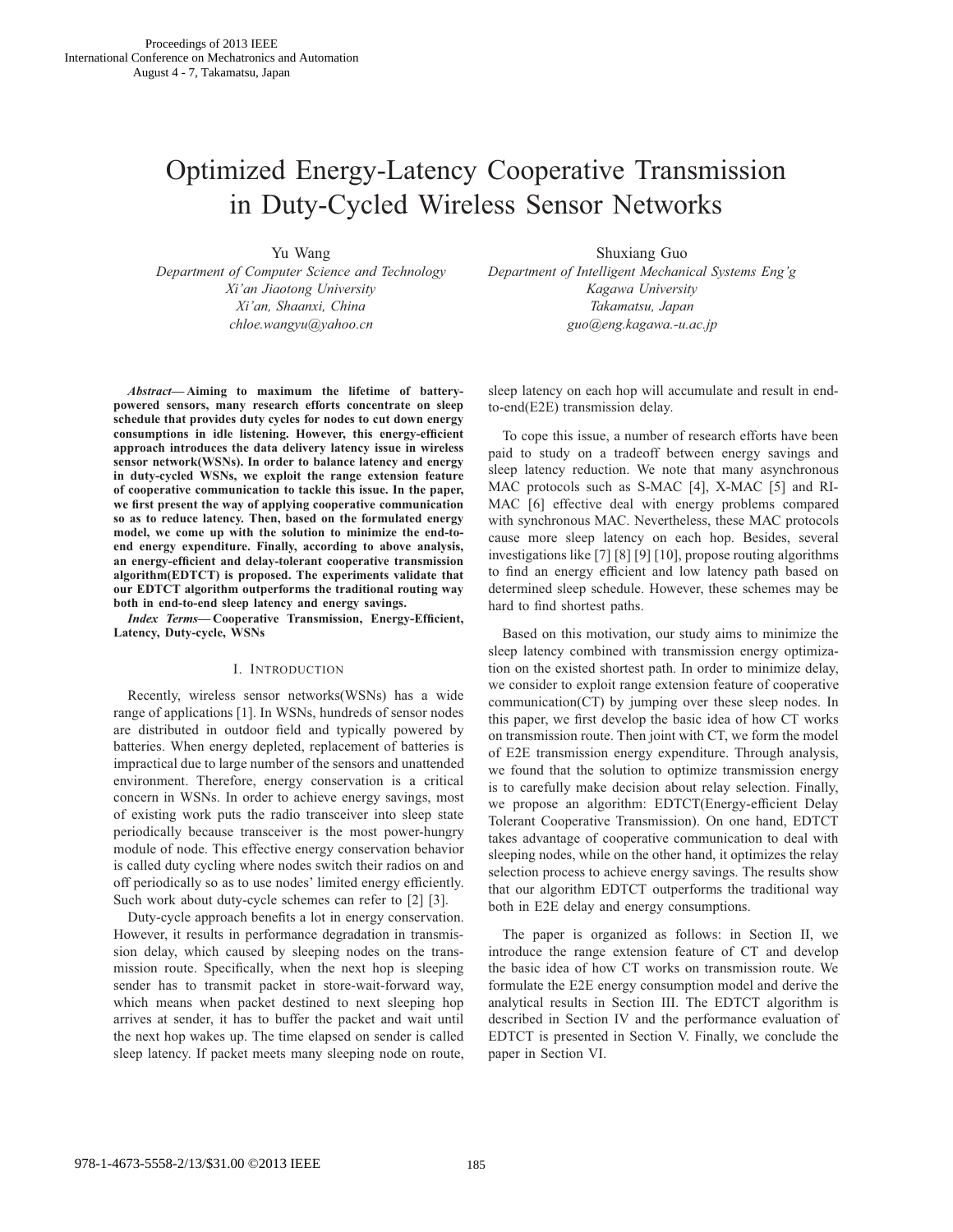# Optimized Energy-Latency Cooperative Transmission in Duty-Cycled Wireless Sensor Networks

Yu Wang
*Department of Computer Science and Technology*
*Xi'an Jiaotong University*
*Xi'an, Shaanxi, China*
*chloe.wangyu@yahoo.cn*

Shuxiang Guo
*Department of Intelligent Mechanical Systems Eng'g*
*Kagawa University*
*Takamatsu, Japan*
*guo@eng.kagawa.-u.ac.jp*

***Abstract*— Aiming to maximum the lifetime of battery-powered sensors, many research efforts concentrate on sleep schedule that provides duty cycles for nodes to cut down energy consumptions in idle listening. However, this energy-efficient approach introduces the data delivery latency issue in wireless sensor network(WSNs). In order to balance latency and energy in duty-cycled WSNs, we exploit the range extension feature of cooperative communication to tackle this issue. In the paper, we first present the way of applying cooperative communication so as to reduce latency. Then, based on the formulated energy model, we come up with the solution to minimize the end-to-end energy expenditure. Finally, according to above analysis, an energy-efficient and delay-tolerant cooperative transmission algorithm(EDTCT) is proposed. The experiments validate that our EDTCT algorithm outperforms the traditional routing way both in end-to-end sleep latency and energy savings.**

***Index Terms*— Cooperative Transmission, Energy-Efficient, Latency, Duty-cycle, WSNs**

## I. Introduction

Recently, wireless sensor networks(WSNs) has a wide range of applications [1]. In WSNs, hundreds of sensor nodes are distributed in outdoor field and typically powered by batteries. When energy depleted, replacement of batteries is impractical due to large number of the sensors and unattended environment. Therefore, energy conservation is a critical concern in WSNs. In order to achieve energy savings, most of existing work puts the radio transceiver into sleep state periodically because transceiver is the most power-hungry module of node. This effective energy conservation behavior is called duty cycling where nodes switch their radios on and off periodically so as to use nodes' limited energy efficiently. Such work about duty-cycle schemes can refer to [2] [3].

Duty-cycle approach benefits a lot in energy conservation. However, it results in performance degradation in transmission delay, which caused by sleeping nodes on the transmission route. Specifically, when the next hop is sleeping sender has to transmit packet in store-wait-forward way, which means when packet destined to next sleeping hop arrives at sender, it has to buffer the packet and wait until the next hop wakes up. The time elapsed on sender is called sleep latency. If packet meets many sleeping node on route, sleep latency on each hop will accumulate and result in end-to-end(E2E) transmission delay.

To cope this issue, a number of research efforts have been paid to study on a tradeoff between energy savings and sleep latency reduction. We note that many asynchronous MAC protocols such as S-MAC [4], X-MAC [5] and RI-MAC [6] effective deal with energy problems compared with synchronous MAC. Nevertheless, these MAC protocols cause more sleep latency on each hop. Besides, several investigations like [7] [8] [9] [10], propose routing algorithms to find an energy efficient and low latency path based on determined sleep schedule. However, these schemes may be hard to find shortest paths.

Based on this motivation, our study aims to minimize the sleep latency combined with transmission energy optimization on the existed shortest path. In order to minimize delay, we consider to exploit range extension feature of cooperative communication(CT) by jumping over these sleep nodes. In this paper, we first develop the basic idea of how CT works on transmission route. Then joint with CT, we form the model of E2E transmission energy expenditure. Through analysis, we found that the solution to optimize transmission energy is to carefully make decision about relay selection. Finally, we propose an algorithm: EDTCT(Energy-efficient Delay Tolerant Cooperative Transmission). On one hand, EDTCT takes advantage of cooperative communication to deal with sleeping nodes, while on the other hand, it optimizes the relay selection process to achieve energy savings. The results show that our algorithm EDTCT outperforms the traditional way both in E2E delay and energy consumptions.

The paper is organized as follows: in Section II, we introduce the range extension feature of CT and develop the basic idea of how CT works on transmission route. We formulate the E2E energy consumption model and derive the analytical results in Section III. The EDTCT algorithm is described in Section IV and the performance evaluation of EDTCT is presented in Section V. Finally, we conclude the paper in Section VI.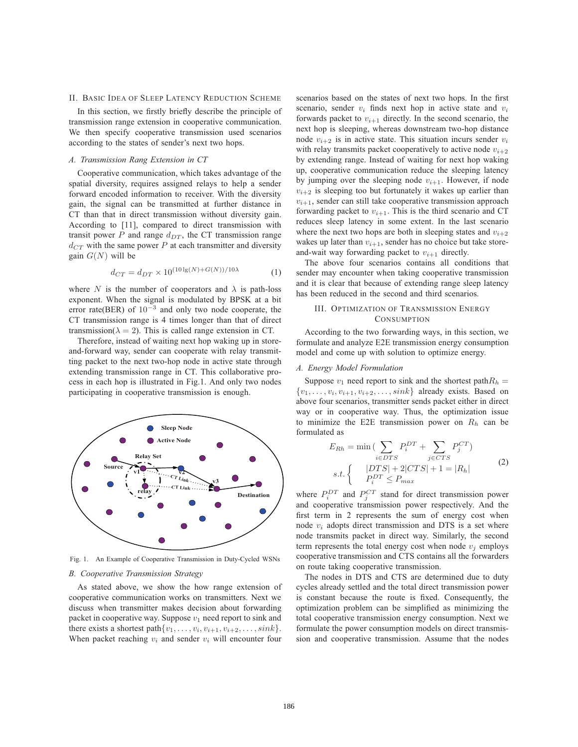## II. Basic Idea of Sleep Latency Reduction Scheme

In this section, we firstly briefly describe the principle of transmission range extension in cooperative communication. We then specify cooperative transmission used scenarios according to the states of sender's next two hops.

### *A. Transmission Rang Extension in CT*

Cooperative communication, which takes advantage of the spatial diversity, requires assigned relays to help a sender forward encoded information to receiver. With the diversity gain, the signal can be transmitted at further distance in CT than that in direct transmission without diversity gain. According to [11], compared to direct transmission with transit power $P$ and range $d_{DT}$, the CT transmission range $d_{CT}$ with the same power $P$ at each transmitter and diversity gain $G(N)$ will be

$$d_{CT} = d_{DT} \times 10^{(10\lg(N)+G(N))/10\lambda} \tag{1}$$

where $N$ is the number of cooperators and $\lambda$ is path-loss exponent. When the signal is modulated by BPSK at a bit error rate(BER) of $10^{-3}$ and only two node cooperate, the CT transmission range is 4 times longer than that of direct transmission($\lambda = 2$). This is called range extension in CT.

Therefore, instead of waiting next hop waking up in store-and-forward way, sender can cooperate with relay transmitting packet to the next two-hop node in active state through extending transmission range in CT. This collaborative process in each hop is illustrated in Fig.1. And only two nodes participating in cooperative transmission is enough.

Fig. 1. An Example of Cooperative Transmission in Duty-Cycled WSNs

### *B. Cooperative Transmission Strategy*

As stated above, we show the how range extension of cooperative communication works on transmitters. Next we discuss when transmitter makes decision about forwarding packet in cooperative way. Suppose $v_1$ need report to sink and there exists a shortest path$\{v_1, \ldots, v_i, v_{i+1}, v_{i+2}, \ldots, sink\}$. When packet reaching $v_i$ and sender $v_i$ will encounter four scenarios based on the states of next two hops. In the first scenario, sender $v_i$ finds next hop in active state and $v_i$ forwards packet to $v_{i+1}$ directly. In the second scenario, the next hop is sleeping, whereas downstream two-hop distance node $v_{i+2}$ is in active state. This situation incurs sender $v_i$ with relay transmits packet cooperatively to active node $v_{i+2}$ by extending range. Instead of waiting for next hop waking up, cooperative communication reduce the sleeping latency by jumping over the sleeping node $v_{i+1}$. However, if node $v_{i+2}$ is sleeping too but fortunately it wakes up earlier than $v_{i+1}$, sender can still take cooperative transmission approach forwarding packet to $v_{i+1}$. This is the third scenario and CT reduces sleep latency in some extent. In the last scenario where the next two hops are both in sleeping states and $v_{i+2}$ wakes up later than $v_{i+1}$, sender has no choice but take store-and-wait way forwarding packet to $v_{i+1}$ directly.

The above four scenarios contains all conditions that sender may encounter when taking cooperative transmission and it is clear that because of extending range sleep latency has been reduced in the second and third scenarios.

## III. Optimization of Transmission Energy Consumption

According to the two forwarding ways, in this section, we formulate and analyze E2E transmission energy consumption model and come up with solution to optimize energy.

### *A. Energy Model Formulation*

Suppose $v_1$ need report to sink and the shortest path$R_h = \{v_1, \ldots, v_i, v_{i+1}, v_{i+2}, \ldots, sink\}$ already exists. Based on above four scenarios, transmitter sends packet either in direct way or in cooperative way. Thus, the optimization issue to minimize the E2E transmission power on $R_h$ can be formulated as

$$E_{Rh} = \min\Big(\sum_{i\in DTS} P_i^{DT} + \sum_{j\in CTS} P_j^{CT}\Big)$$
$$s.t. \begin{cases} |DTS| + 2|CTS| + 1 = |R_h| \\ P_i^{DT} \le P_{max} \end{cases} \tag{2}$$

where $P_i^{DT}$ and $P_j^{CT}$ stand for direct transmission power and cooperative transmission power respectively. And the first term in 2 represents the sum of energy cost when node $v_i$ adopts direct transmission and DTS is a set where node transmits packet in direct way. Similarly, the second term represents the total energy cost when node $v_j$ employs cooperative transmission and CTS contains all the forwarders on route taking cooperative transmission.

The nodes in DTS and CTS are determined due to duty cycles already settled and the total direct transmission power is constant because the route is fixed. Consequently, the optimization problem can be simplified as minimizing the total cooperative transmission energy consumption. Next we formulate the power consumption models on direct transmission and cooperative transmission. Assume that the nodes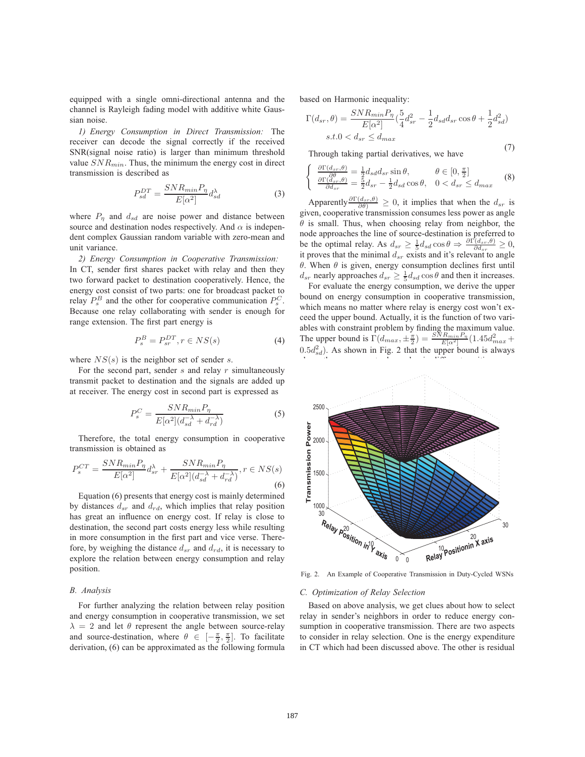equipped with a single omni-directional antenna and the channel is Rayleigh fading model with additive white Gaussian noise.

*1) Energy Consumption in Direct Transmission:* The receiver can decode the signal correctly if the received SNR(signal noise ratio) is larger than minimum threshold value $SNR_{min}$. Thus, the minimum the energy cost in direct transmission is described as

$$P_{sd}^{DT} = \frac{SNR_{min}P_{\eta}}{E[\alpha^2]}d_{sd}^{\lambda} \tag{3}$$

where $P_{\eta}$ and $d_{sd}$ are noise power and distance between source and destination nodes respectively. And $\alpha$ is independent complex Gaussian random variable with zero-mean and unit variance.

*2) Energy Consumption in Cooperative Transmission:* In CT, sender first shares packet with relay and then they two forward packet to destination cooperatively. Hence, the energy cost consist of two parts: one for broadcast packet to relay $P_s^B$ and the other for cooperative communication $P_s^C$. Because one relay collaborating with sender is enough for range extension. The first part energy is

$$P_s^B = P_{sr}^{DT}, r \in NS(s) \tag{4}$$

where $NS(s)$ is the neighbor set of sender $s$.

For the second part, sender $s$ and relay $r$ simultaneously transmit packet to destination and the signals are added up at receiver. The energy cost in second part is expressed as

$$P_s^C = \frac{SNR_{min}P_{\eta}}{E[\alpha^2](d_{sd}^{-\lambda} + d_{rd}^{-\lambda})} \tag{5}$$

Therefore, the total energy consumption in cooperative transmission is obtained as

$$P_s^{CT} = \frac{SNR_{min}P_{\eta}}{E[\alpha^2]}d_{sr}^{\lambda} + \frac{SNR_{min}P_{\eta}}{E[\alpha^2](d_{sd}^{-\lambda} + d_{rd}^{-\lambda})}, r \in NS(s) \tag{6}$$

Equation (6) presents that energy cost is mainly determined by distances $d_{sr}$ and $d_{rd}$, which implies that relay position has great an influence on energy costs. If relay is close to destination, the second part costs energy less while resulting in more consumption in the first part and vice verse. Therefore, by weighing the distance $d_{sr}$ and $d_{rd}$, it is necessary to explore the relation between energy consumption and relay position.

### *B. Analysis*

For further analyzing the relation between relay position and energy consumption in cooperative transmission, we set $\lambda = 2$ and let $\theta$ represent the angle between source-relay and source-destination, where $\theta \in [-\frac{\pi}{2}, \frac{\pi}{2}]$. To facilitate derivation, (6) can be approximated as the following formula based on Harmonic inequality:

$$\Gamma(d_{sr}, \theta) = \frac{SNR_{min}P_{\eta}}{E[\alpha^2]}(\frac{5}{4}d_{sr}^2 - \frac{1}{2}d_{sd}d_{sr}\cos\theta + \frac{1}{2}d_{sd}^2)$$
$$s.t. 0 < d_{sr} \leq d_{max} \tag{7}$$

Through taking partial derivatives, we have

$$\begin{cases} \frac{\partial\Gamma(d_{sr},\theta)}{\partial\theta} = \frac{1}{2}d_{sd}d_{sr}\sin\theta, & \theta \in [0, \frac{\pi}{2}] \\ \frac{\partial\Gamma(d_{sr},\theta)}{\partial d_{sr}} = \frac{5}{2}d_{sr} - \frac{1}{2}d_{sd}\cos\theta, & 0 < d_{sr} \leq d_{max} \end{cases} \tag{8}$$

Apparently $\frac{\partial\Gamma(d_{sr},\theta)}{\partial\theta)} \geq 0$, it implies that when the $d_{sr}$ is given, cooperative transmission consumes less power as angle $\theta$ is small. Thus, when choosing relay from neighbor, the node approaches the line of source-destination is preferred to be the optimal relay. As $d_{sr} \geq \frac{1}{5}d_{sd}\cos\theta \Rightarrow \frac{\partial\Gamma(d_{sr},\theta)}{\partial d_{sr}} \geq 0$, it proves that the minimal $d_{sr}$ exists and it's relevant to angle $\theta$. When $\theta$ is given, energy consumption declines first until $d_{sr}$ nearly approaches $d_{sr} \geq \frac{1}{5}d_{sd}\cos\theta$ and then it increases.

For evaluate the energy consumption, we derive the upper bound on energy consumption in cooperative transmission, which means no matter where relay is energy cost won't exceed the upper bound. Actually, it is the function of two variables with constraint problem by finding the maximum value. The upper bound is $\Gamma(d_{max}, \pm\frac{\pi}{2}) = \frac{SNR_{min}P_{\eta}}{E[\alpha^2]}(1.45d_{max}^2 + 0.5d_{sd}^2)$. As shown in Fig. 2 that the upper bound is always

Fig. 2. An Example of Cooperative Transmission in Duty-Cycled WSNs

### *C. Optimization of Relay Selection*

Based on above analysis, we get clues about how to select relay in sender's neighbors in order to reduce energy consumption in cooperative transmission. There are two aspects to consider in relay selection. One is the energy expenditure in CT which had been discussed above. The other is residual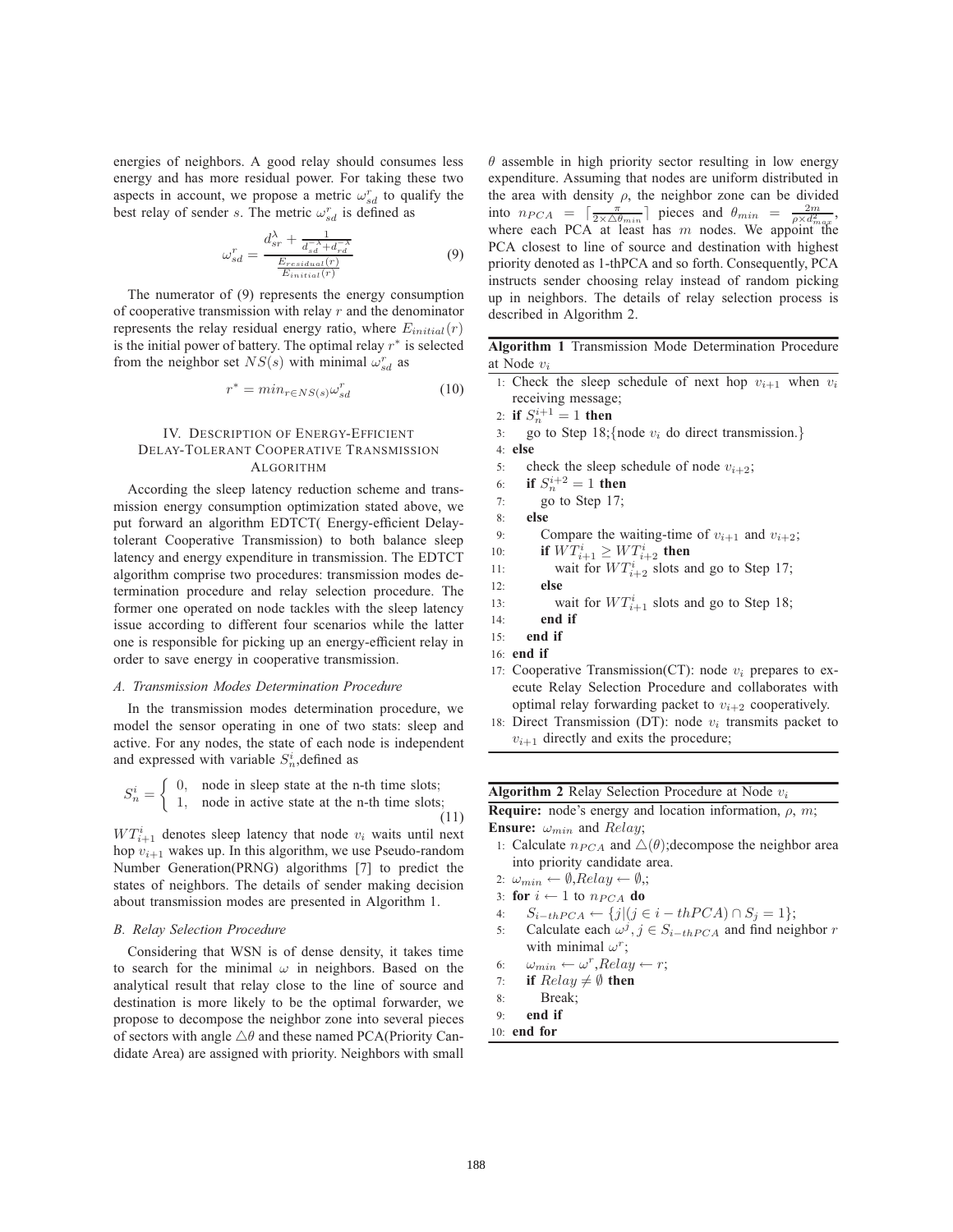energies of neighbors. A good relay should consumes less energy and has more residual power. For taking these two aspects in account, we propose a metric $\omega_{sd}^{r}$ to qualify the best relay of sender $s$. The metric $\omega_{sd}^{r}$ is defined as

$$\omega_{sd}^{r} = \frac{d_{sr}^{\lambda} + \frac{1}{d_{sd}^{-\lambda} + d_{rd}^{-\lambda}}}{\frac{E_{residual}(r)}{E_{initial}(r)}} \tag{9}$$

The numerator of (9) represents the energy consumption of cooperative transmission with relay $r$ and the denominator represents the relay residual energy ratio, where $E_{initial}(r)$ is the initial power of battery. The optimal relay $r^{*}$ is selected from the neighbor set $NS(s)$ with minimal $\omega_{sd}^{r}$ as

$$r^{*} = min_{r \in NS(s)} \omega_{sd}^{r} \tag{10}$$

## IV. Description of Energy-Efficient Delay-Tolerant Cooperative Transmission Algorithm

According the sleep latency reduction scheme and transmission energy consumption optimization stated above, we put forward an algorithm EDTCT( Energy-efficient Delay-tolerant Cooperative Transmission) to both balance sleep latency and energy expenditure in transmission. The EDTCT algorithm comprise two procedures: transmission modes determination procedure and relay selection procedure. The former one operated on node tackles with the sleep latency issue according to different four scenarios while the latter one is responsible for picking up an energy-efficient relay in order to save energy in cooperative transmission.

### A. Transmission Modes Determination Procedure

In the transmission modes determination procedure, we model the sensor operating in one of two stats: sleep and active. For any nodes, the state of each node is independent and expressed with variable $S_n^i$,defined as

$$S_n^i = \begin{cases} 0, & \text{node in sleep state at the n-th time slots;} \\ 1, & \text{node in active state at the n-th time slots;} \end{cases} \tag{11}$$

$WT_{i+1}^{i}$ denotes sleep latency that node $v_i$ waits until next hop $v_{i+1}$ wakes up. In this algorithm, we use Pseudo-random Number Generation(PRNG) algorithms [7] to predict the states of neighbors. The details of sender making decision about transmission modes are presented in Algorithm 1.

### B. Relay Selection Procedure

Considering that WSN is of dense density, it takes time to search for the minimal $\omega$ in neighbors. Based on the analytical result that relay close to the line of source and destination is more likely to be the optimal forwarder, we propose to decompose the neighbor zone into several pieces of sectors with angle $\triangle\theta$ and these named PCA(Priority Candidate Area) are assigned with priority. Neighbors with small $\theta$ assemble in high priority sector resulting in low energy expenditure. Assuming that nodes are uniform distributed in the area with density $\rho$, the neighbor zone can be divided into $n_{PCA} = \lceil \frac{\pi}{2 \times \triangle\theta_{min}} \rceil$ pieces and $\theta_{min} = \frac{2m}{\rho \times d_{max}^{2}}$, where each PCA at least has $m$ nodes. We appoint the PCA closest to line of source and destination with highest priority denoted as 1-thPCA and so forth. Consequently, PCA instructs sender choosing relay instead of random picking up in neighbors. The details of relay selection process is described in Algorithm 2.

---

**Algorithm 1** Transmission Mode Determination Procedure at Node $v_i$

```
1:  Check the sleep schedule of next hop v_{i+1} when v_i
    receiving message;
2:  if S_n^{i+1} = 1 then
3:      go to Step 18;{node v_i do direct transmission.}
4:  else
5:      check the sleep schedule of node v_{i+2};
6:      if S_n^{i+2} = 1 then
7:          go to Step 17;
8:      else
9:          Compare the waiting-time of v_{i+1} and v_{i+2};
10:         if WT_{i+1}^i ≥ WT_{i+2}^i then
11:             wait for WT_{i+2}^i slots and go to Step 17;
12:         else
13:             wait for WT_{i+1}^i slots and go to Step 18;
14:         end if
15:     end if
16: end if
17: Cooperative Transmission(CT): node v_i prepares to ex-
    ecute Relay Selection Procedure and collaborates with
    optimal relay forwarding packet to v_{i+2} cooperatively.
18: Direct Transmission (DT): node v_i transmits packet to
    v_{i+1} directly and exits the procedure;
```

---

**Algorithm 2** Relay Selection Procedure at Node $v_i$

**Require:** node's energy and location information, $\rho$, $m$;
**Ensure:** $\omega_{min}$ and $Relay$;

```
1:  Calculate n_PCA and △(θ);decompose the neighbor area
    into priority candidate area.
2:  ω_min ← ∅,Relay ← ∅,;
3:  for i ← 1 to n_PCA do
4:      S_{i-thPCA} ← {j|(j ∈ i − thPCA) ∩ S_j = 1};
5:      Calculate each ω^j, j ∈ S_{i-thPCA} and find neighbor r
        with minimal ω^r;
6:      ω_min ← ω^r,Relay ← r;
7:      if Relay ≠ ∅ then
8:          Break;
9:      end if
10: end for
```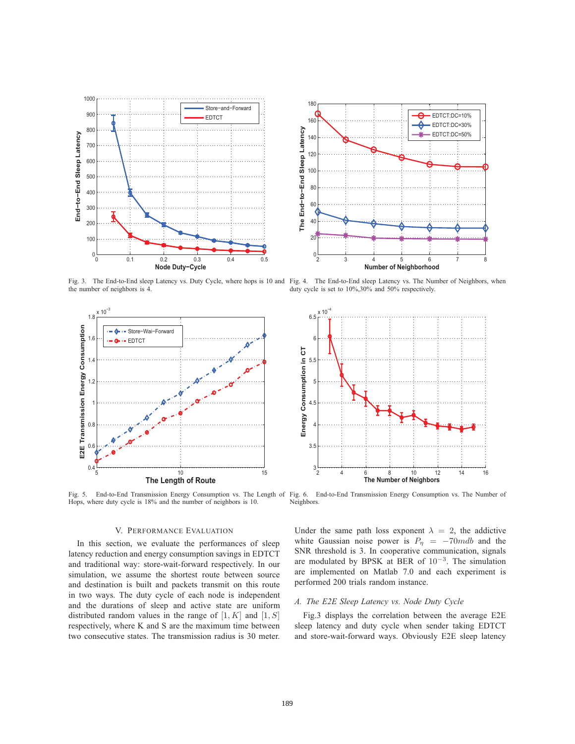Fig. 3. The End-to-End sleep Latency vs. Duty Cycle, where hops is 10 and the number of neighbors is 4.

Fig. 4. The End-to-End sleep Latency vs. The Number of Neighbors, when duty cycle is set to 10%,30% and 50% respectively.

Fig. 5. End-to-End Transmission Energy Consumption vs. The Length of Hops, where duty cycle is 18% and the number of neighbors is 10.

Fig. 6. End-to-End Transmission Energy Consumption vs. The Number of Neighbors.

## V. Performance Evaluation

In this section, we evaluate the performances of sleep latency reduction and energy consumption savings in EDTCT and traditional way: store-wait-forward respectively. In our simulation, we assume the shortest route between source and destination is built and packets transmit on this route in two ways. The duty cycle of each node is independent and the durations of sleep and active state are uniform distributed random values in the range of $[1, K]$ and $[1, S]$ respectively, where K and S are the maximum time between two consecutive states. The transmission radius is 30 meter. Under the same path loss exponent $\lambda = 2$, the addictive white Gaussian noise power is $P_\eta = -70mdb$ and the SNR threshold is 3. In cooperative communication, signals are modulated by BPSK at BER of $10^{-3}$. The simulation are implemented on Matlab 7.0 and each experiment is performed 200 trials random instance.

### *A. The E2E Sleep Latency vs. Node Duty Cycle*

Fig.3 displays the correlation between the average E2E sleep latency and duty cycle when sender taking EDTCT and store-wait-forward ways. Obviously E2E sleep latency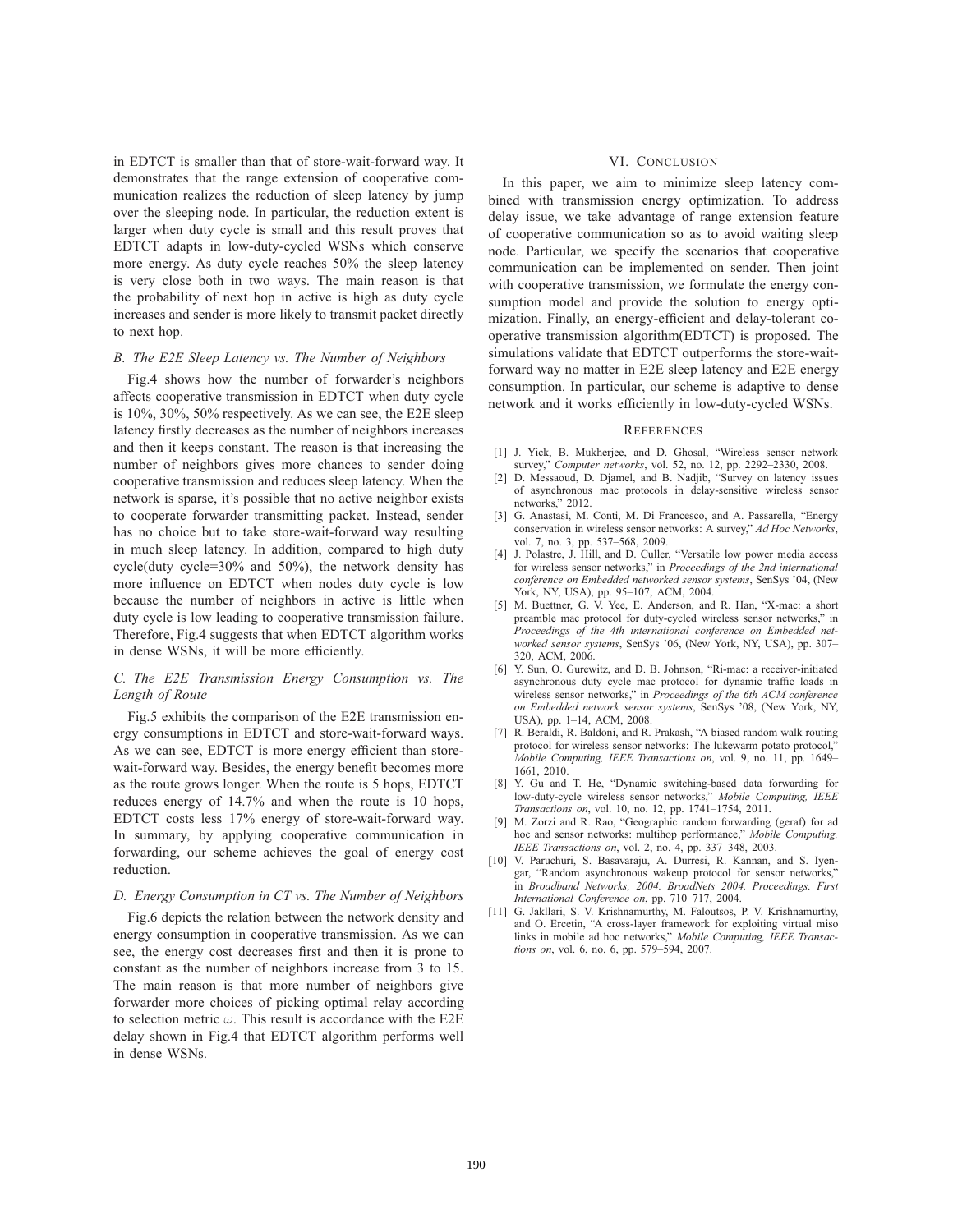in EDTCT is smaller than that of store-wait-forward way. It demonstrates that the range extension of cooperative communication realizes the reduction of sleep latency by jump over the sleeping node. In particular, the reduction extent is larger when duty cycle is small and this result proves that EDTCT adapts in low-duty-cycled WSNs which conserve more energy. As duty cycle reaches 50% the sleep latency is very close both in two ways. The main reason is that the probability of next hop in active is high as duty cycle increases and sender is more likely to transmit packet directly to next hop.

### *B. The E2E Sleep Latency vs. The Number of Neighbors*

Fig.4 shows how the number of forwarder's neighbors affects cooperative transmission in EDTCT when duty cycle is 10%, 30%, 50% respectively. As we can see, the E2E sleep latency firstly decreases as the number of neighbors increases and then it keeps constant. The reason is that increasing the number of neighbors gives more chances to sender doing cooperative transmission and reduces sleep latency. When the network is sparse, it's possible that no active neighbor exists to cooperate forwarder transmitting packet. Instead, sender has no choice but to take store-wait-forward way resulting in much sleep latency. In addition, compared to high duty cycle(duty cycle=30% and 50%), the network density has more influence on EDTCT when nodes duty cycle is low because the number of neighbors in active is little when duty cycle is low leading to cooperative transmission failure. Therefore, Fig.4 suggests that when EDTCT algorithm works in dense WSNs, it will be more efficiently.

### *C. The E2E Transmission Energy Consumption vs. The Length of Route*

Fig.5 exhibits the comparison of the E2E transmission energy consumptions in EDTCT and store-wait-forward ways. As we can see, EDTCT is more energy efficient than store-wait-forward way. Besides, the energy benefit becomes more as the route grows longer. When the route is 5 hops, EDTCT reduces energy of 14.7% and when the route is 10 hops, EDTCT costs less 17% energy of store-wait-forward way. In summary, by applying cooperative communication in forwarding, our scheme achieves the goal of energy cost reduction.

### *D. Energy Consumption in CT vs. The Number of Neighbors*

Fig.6 depicts the relation between the network density and energy consumption in cooperative transmission. As we can see, the energy cost decreases first and then it is prone to constant as the number of neighbors increase from 3 to 15. The main reason is that more number of neighbors give forwarder more choices of picking optimal relay according to selection metric $\omega$. This result is accordance with the E2E delay shown in Fig.4 that EDTCT algorithm performs well in dense WSNs.

## VI. Conclusion

In this paper, we aim to minimize sleep latency combined with transmission energy optimization. To address delay issue, we take advantage of range extension feature of cooperative communication so as to avoid waiting sleep node. Particular, we specify the scenarios that cooperative communication can be implemented on sender. Then joint with cooperative transmission, we formulate the energy consumption model and provide the solution to energy optimization. Finally, an energy-efficient and delay-tolerant cooperative transmission algorithm(EDTCT) is proposed. The simulations validate that EDTCT outperforms the store-wait-forward way no matter in E2E sleep latency and E2E energy consumption. In particular, our scheme is adaptive to dense network and it works efficiently in low-duty-cycled WSNs.

## References

[1] J. Yick, B. Mukherjee, and D. Ghosal, "Wireless sensor network survey," *Computer networks*, vol. 52, no. 12, pp. 2292–2330, 2008.

[2] D. Messaoud, D. Djamel, and B. Nadjib, "Survey on latency issues of asynchronous mac protocols in delay-sensitive wireless sensor networks," 2012.

[3] G. Anastasi, M. Conti, M. Di Francesco, and A. Passarella, "Energy conservation in wireless sensor networks: A survey," *Ad Hoc Networks*, vol. 7, no. 3, pp. 537–568, 2009.

[4] J. Polastre, J. Hill, and D. Culler, "Versatile low power media access for wireless sensor networks," in *Proceedings of the 2nd international conference on Embedded networked sensor systems*, SenSys '04, (New York, NY, USA), pp. 95–107, ACM, 2004.

[5] M. Buettner, G. V. Yee, E. Anderson, and R. Han, "X-mac: a short preamble mac protocol for duty-cycled wireless sensor networks," in *Proceedings of the 4th international conference on Embedded networked sensor systems*, SenSys '06, (New York, NY, USA), pp. 307–320, ACM, 2006.

[6] Y. Sun, O. Gurewitz, and D. B. Johnson, "Ri-mac: a receiver-initiated asynchronous duty cycle mac protocol for dynamic traffic loads in wireless sensor networks," in *Proceedings of the 6th ACM conference on Embedded network sensor systems*, SenSys '08, (New York, NY, USA), pp. 1–14, ACM, 2008.

[7] R. Beraldi, R. Baldoni, and R. Prakash, "A biased random walk routing protocol for wireless sensor networks: The lukewarm potato protocol," *Mobile Computing, IEEE Transactions on*, vol. 9, no. 11, pp. 1649–1661, 2010.

[8] Y. Gu and T. He, "Dynamic switching-based data forwarding for low-duty-cycle wireless sensor networks," *Mobile Computing, IEEE Transactions on*, vol. 10, no. 12, pp. 1741–1754, 2011.

[9] M. Zorzi and R. Rao, "Geographic random forwarding (geraf) for ad hoc and sensor networks: multihop performance," *Mobile Computing, IEEE Transactions on*, vol. 2, no. 4, pp. 337–348, 2003.

[10] V. Paruchuri, S. Basavaraju, A. Durresi, R. Kannan, and S. Iyengar, "Random asynchronous wakeup protocol for sensor networks," in *Broadband Networks, 2004. BroadNets 2004. Proceedings. First International Conference on*, pp. 710–717, 2004.

[11] G. Jakllari, S. V. Krishnamurthy, M. Faloutsos, P. V. Krishnamurthy, and O. Ercetin, "A cross-layer framework for exploiting virtual miso links in mobile ad hoc networks," *Mobile Computing, IEEE Transactions on*, vol. 6, no. 6, pp. 579–594, 2007.